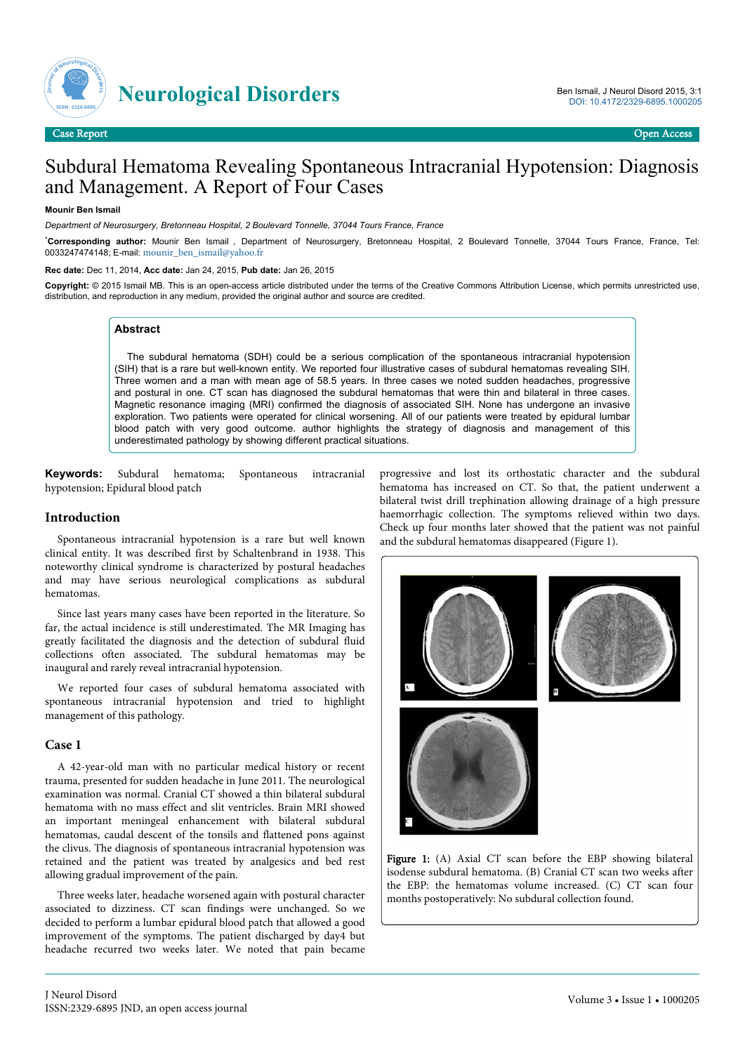# Subdural Hematoma Revealing Spontaneous Intracranial Hypotension: Diagnosis and Management. A Report of Four Cases

**Mounir Ben Ismail**

*Department of Neurosurgery, Bretonneau Hospital, 2 Boulevard Tonnelle, 37044 Tours France, France*

*Corresponding author: Mounir Ben Ismail , Department of Neurosurgery, Bretonneau Hospital, 2 Boulevard Tonnelle, 37044 Tours France, France, Tel: 0033247474148; E-mail: mounir_ben_ismail@yahoo.fr

**Rec date:** Dec 11, 2014, **Acc date:** Jan 24, 2015, **Pub date:** Jan 26, 2015

**Copyright:** © 2015 Ismail MB. This is an open-access article distributed under the terms of the Creative Commons Attribution License, which permits unrestricted use, distribution, and reproduction in any medium, provided the original author and source are credited.

## Abstract

The subdural hematoma (SDH) could be a serious complication of the spontaneous intracranial hypotension (SIH) that is a rare but well-known entity. We reported four illustrative cases of subdural hematomas revealing SIH. Three women and a man with mean age of 58.5 years. In three cases we noted sudden headaches, progressive and postural in one. CT scan has diagnosed the subdural hematomas that were thin and bilateral in three cases. Magnetic resonance imaging (MRI) confirmed the diagnosis of associated SIH. None has undergone an invasive exploration. Two patients were operated for clinical worsening. All of our patients were treated by epidural lumbar blood patch with very good outcome. author highlights the strategy of diagnosis and management of this underestimated pathology by showing different practical situations.

**Keywords:** Subdural hematoma; Spontaneous intracranial hypotension; Epidural blood patch

## Introduction

Spontaneous intracranial hypotension is a rare but well known clinical entity. It was described first by Schaltenbrand in 1938. This noteworthy clinical syndrome is characterized by postural headaches and may have serious neurological complications as subdural hematomas.

Since last years many cases have been reported in the literature. So far, the actual incidence is still underestimated. The MR Imaging has greatly facilitated the diagnosis and the detection of subdural fluid collections often associated. The subdural hematomas may be inaugural and rarely reveal intracranial hypotension.

We reported four cases of subdural hematoma associated with spontaneous intracranial hypotension and tried to highlight management of this pathology.

## Case 1

A 42-year-old man with no particular medical history or recent trauma, presented for sudden headache in June 2011. The neurological examination was normal. Cranial CT showed a thin bilateral subdural hematoma with no mass effect and slit ventricles. Brain MRI showed an important meningeal enhancement with bilateral subdural hematomas, caudal descent of the tonsils and flattened pons against the clivus. The diagnosis of spontaneous intracranial hypotension was retained and the patient was treated by analgesics and bed rest allowing gradual improvement of the pain.

Three weeks later, headache worsened again with postural character associated to dizziness. CT scan findings were unchanged. So we decided to perform a lumbar epidural blood patch that allowed a good improvement of the symptoms. The patient discharged by day4 but headache recurred two weeks later. We noted that pain became progressive and lost its orthostatic character and the subdural hematoma has increased on CT. So that, the patient underwent a bilateral twist drill trephination allowing drainage of a high pressure haemorrhagic collection. The symptoms relieved within two days. Check up four months later showed that the patient was not painful and the subdural hematomas disappeared (Figure 1).

**Figure 1:** (A) Axial CT scan before the EBP showing bilateral isodense subdural hematoma. (B) Cranial CT scan two weeks after the EBP: the hematomas volume increased. (C) CT scan four months postoperatively: No subdural collection found.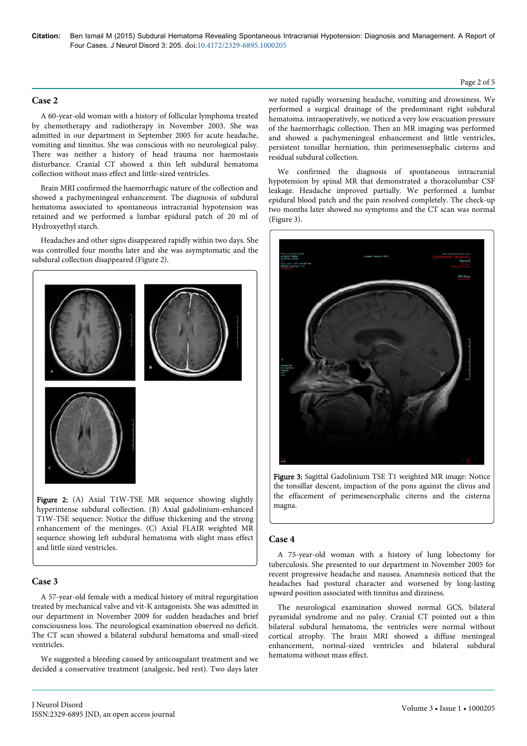## Case 2

A 60-year-old woman with a history of follicular lymphoma treated by chemotherapy and radiotherapy in November 2003. She was admitted in our department in September 2005 for acute headache, vomiting and tinnitus. She was conscious with no neurological palsy. There was neither a history of head trauma nor haemostasis disturbance. Cranial CT showed a thin left subdural hematoma collection without mass effect and little-sized ventricles.

Brain MRI confirmed the haemorrhagic nature of the collection and showed a pachymeningeal enhancement. The diagnosis of subdural hematoma associated to spontaneous intracranial hypotension was retained and we performed a lumbar epidural patch of 20 ml of Hydroxyethyl starch.

Headaches and other signs disappeared rapidly within two days. She was controlled four months later and she was asymptomatic and the subdural collection disappeared (Figure 2).

**Figure 2:** (A) Axial T1W-TSE MR sequence showing slightly hyperintense subdural collection. (B) Axial gadolinium-enhanced T1W-TSE sequence: Notice the diffuse thickening and the strong enhancement of the meninges. (C) Axial FLAIR weighted MR sequence showing left subdural hematoma with slight mass effect and little sized ventricles.

## Case 3

A 57-year-old female with a medical history of mitral regurgitation treated by mechanical valve and vit-K antagonists. She was admitted in our department in November 2009 for sudden headaches and brief consciousness loss. The neurological examination observed no deficit. The CT scan showed a bilateral subdural hematoma and small-sized ventricles.

We suggested a bleeding caused by anticoagulant treatment and we decided a conservative treatment (analgesic, bed rest). Two days later we noted rapidly worsening headache, vomiting and drowsiness. We performed a surgical drainage of the predominant right subdural hematoma. intraoperatively, we noticed a very low evacuation pressure of the haemorrhagic collection. Then an MR imaging was performed and showed a pachymeningeal enhancement and little ventricles, persistent tonsillar herniation, thin perimesensephalic cisterns and residual subdural collection.

We confirmed the diagnosis of spontaneous intracranial hypotension by spinal MR that demonstrated a thoracolumbar CSF leakage. Headache improved partially. We performed a lumbar epidural blood patch and the pain resolved completely. The check-up two months later showed no symptoms and the CT scan was normal (Figure 3).

**Figure 3:** Sagittal Gadolinium TSE T1 weighted MR image: Notice the tonsillar descent, impaction of the pons against the clivus and the effacement of perimesencephalic citerns and the cisterna magna.

## Case 4

A 75-year-old woman with a history of lung lobectomy for tuberculosis. She presented to our department in November 2005 for recent progressive headache and nausea. Anamnesis noticed that the headaches had postural character and worsened by long-lasting upward position associated with tinnitus and dizziness.

The neurological examination showed normal GCS, bilateral pyramidal syndrome and no palsy. Cranial CT pointed out a thin bilateral subdural hematoma, the ventricles were normal without cortical atrophy. The brain MRI showed a diffuse meningeal enhancement, normal-sized ventricles and bilateral subdural hematoma without mass effect.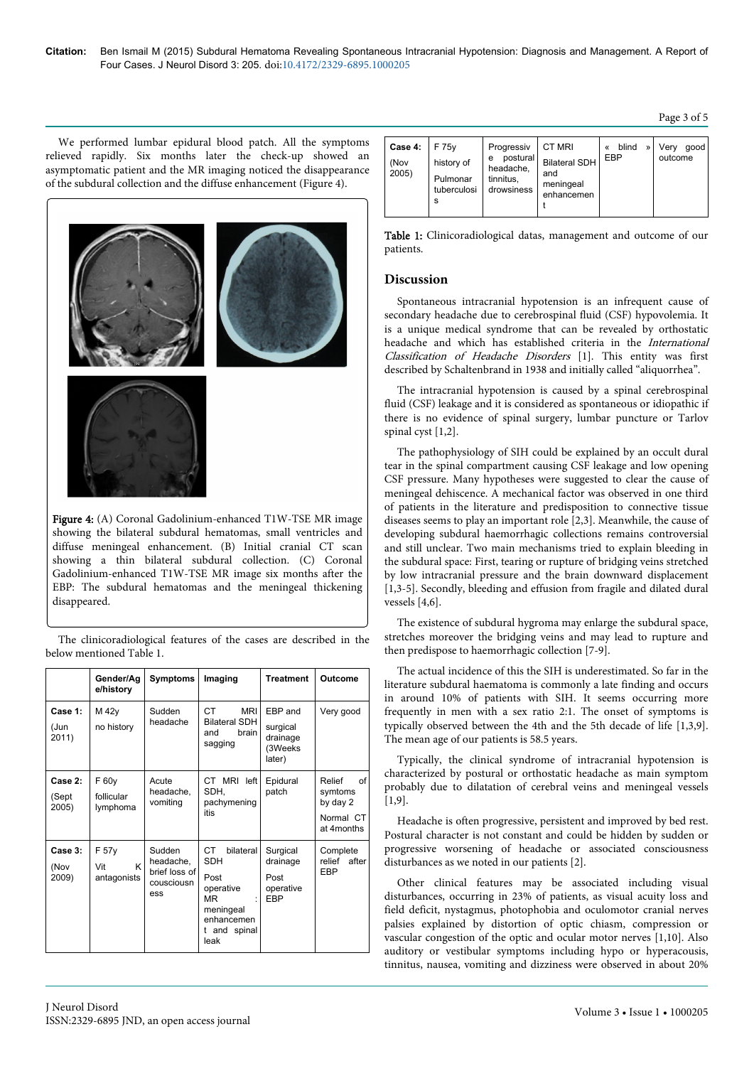We performed lumbar epidural blood patch. All the symptoms relieved rapidly. Six months later the check-up showed an asymptomatic patient and the MR imaging noticed the disappearance of the subdural collection and the diffuse enhancement (Figure 4).

**Figure 4:** (A) Coronal Gadolinium-enhanced T1W-TSE MR image showing the bilateral subdural hematomas, small ventricles and diffuse meningeal enhancement. (B) Initial cranial CT scan showing a thin bilateral subdural collection. (C) Coronal Gadolinium-enhanced T1W-TSE MR image six months after the EBP: The subdural hematomas and the meningeal thickening disappeared.

The clinicoradiological features of the cases are described in the below mentioned Table 1.

| | Gender/Age/history | Symptoms | Imaging | Treatment | Outcome |
|---|---|---|---|---|---|
| **Case 1:** (Jun 2011) | M 42y no history | Sudden headache | CT MRI Bilateral SDH and brain sagging | EBP and surgical drainage (3Weeks later) | Very good |
| **Case 2:** (Sept 2005) | F 60y follicular lymphoma | Acute headache, vomiting | CT MRI left SDH, pachymeningitis | Epidural patch | Relief of symptoms by day 2 Normal CT at 4months |
| **Case 3:** (Nov 2009) | F 57y Vit K antagonists | Sudden headache, brief loss of cousciousness | CT bilateral SDH Post operative MR : meningeal enhancement and spinal leak | Surgical drainage Post operative EBP | Complete relief after EBP |
| **Case 4:** (Nov 2005) | F 75y history of Pulmonar tuberculosis | Progressive postural headache, tinnitus, drowsiness | CT MRI Bilateral SDH and meningeal enhancement | « blind » EBP | Very good outcome |

**Table 1:** Clinicoradiological datas, management and outcome of our patients.

## Discussion

Spontaneous intracranial hypotension is an infrequent cause of secondary headache due to cerebrospinal fluid (CSF) hypovolemia. It is a unique medical syndrome that can be revealed by orthostatic headache and which has established criteria in the *International Classification of Headache Disorders* [1]. This entity was first described by Schaltenbrand in 1938 and initially called "aliquorrhea".

The intracranial hypotension is caused by a spinal cerebrospinal fluid (CSF) leakage and it is considered as spontaneous or idiopathic if there is no evidence of spinal surgery, lumbar puncture or Tarlov spinal cyst [1,2].

The pathophysiology of SIH could be explained by an occult dural tear in the spinal compartment causing CSF leakage and low opening CSF pressure. Many hypotheses were suggested to clear the cause of meningeal dehiscence. A mechanical factor was observed in one third of patients in the literature and predisposition to connective tissue diseases seems to play an important role [2,3]. Meanwhile, the cause of developing subdural haemorrhagic collections remains controversial and still unclear. Two main mechanisms tried to explain bleeding in the subdural space: First, tearing or rupture of bridging veins stretched by low intracranial pressure and the brain downward displacement [1,3-5]. Secondly, bleeding and effusion from fragile and dilated dural vessels [4,6].

The existence of subdural hygroma may enlarge the subdural space, stretches moreover the bridging veins and may lead to rupture and then predispose to haemorrhagic collection [7-9].

The actual incidence of this the SIH is underestimated. So far in the literature subdural haematoma is commonly a late finding and occurs in around 10% of patients with SIH. It seems occurring more frequently in men with a sex ratio 2:1. The onset of symptoms is typically observed between the 4th and the 5th decade of life [1,3,9]. The mean age of our patients is 58.5 years.

Typically, the clinical syndrome of intracranial hypotension is characterized by postural or orthostatic headache as main symptom probably due to dilatation of cerebral veins and meningeal vessels [1,9].

Headache is often progressive, persistent and improved by bed rest. Postural character is not constant and could be hidden by sudden or progressive worsening of headache or associated consciousness disturbances as we noted in our patients [2].

Other clinical features may be associated including visual disturbances, occurring in 23% of patients, as visual acuity loss and field deficit, nystagmus, photophobia and oculomotor cranial nerves palsies explained by distortion of optic chiasm, compression or vascular congestion of the optic and ocular motor nerves [1,10]. Also auditory or vestibular symptoms including hypo or hyperacousis, tinnitus, nausea, vomiting and dizziness were observed in about 20%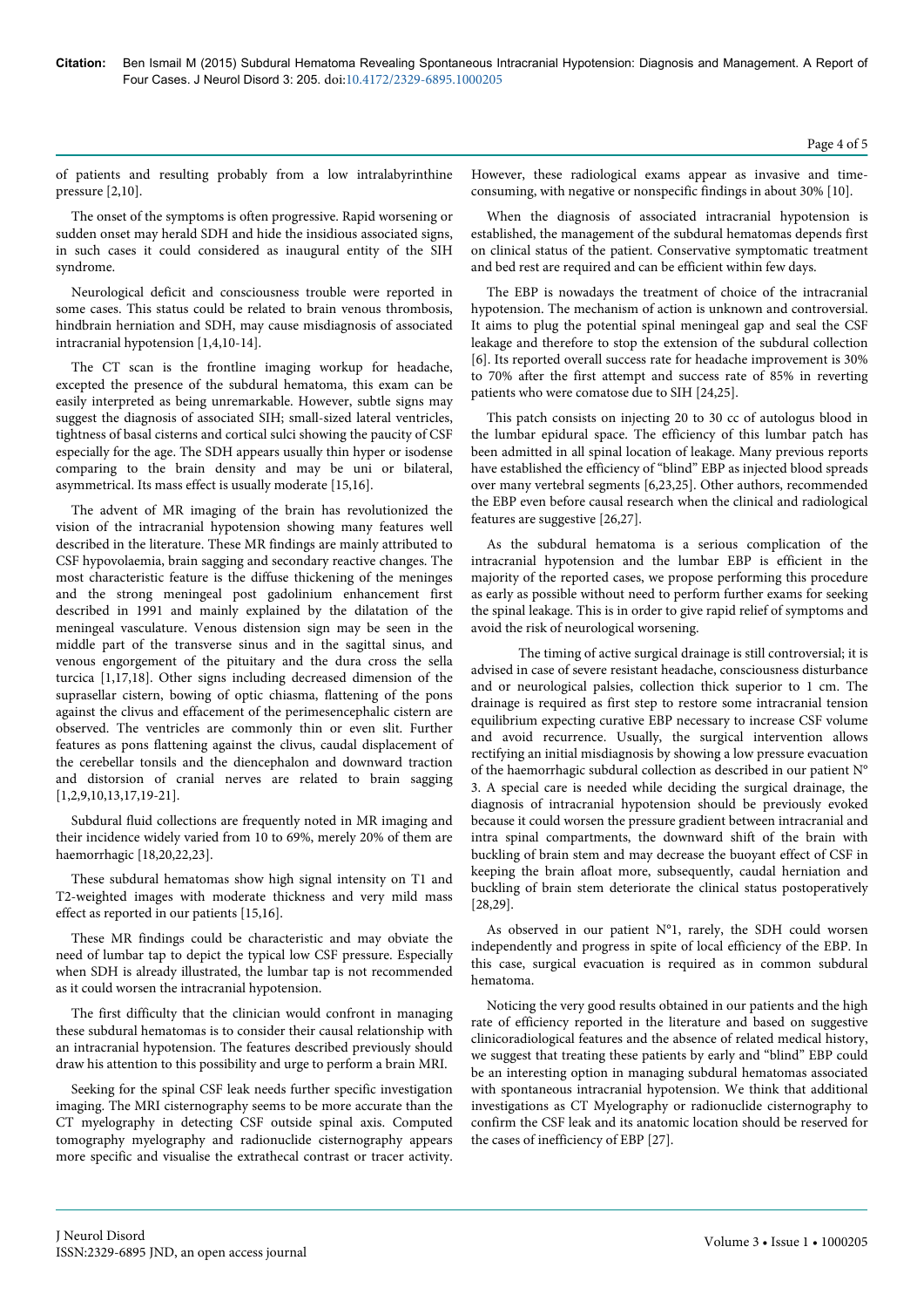of patients and resulting probably from a low intralabyrinthine pressure [2,10].

The onset of the symptoms is often progressive. Rapid worsening or sudden onset may herald SDH and hide the insidious associated signs, in such cases it could considered as inaugural entity of the SIH syndrome.

Neurological deficit and consciousness trouble were reported in some cases. This status could be related to brain venous thrombosis, hindbrain herniation and SDH, may cause misdiagnosis of associated intracranial hypotension [1,4,10-14].

The CT scan is the frontline imaging workup for headache, excepted the presence of the subdural hematoma, this exam can be easily interpreted as being unremarkable. However, subtle signs may suggest the diagnosis of associated SIH; small-sized lateral ventricles, tightness of basal cisterns and cortical sulci showing the paucity of CSF especially for the age. The SDH appears usually thin hyper or isodense comparing to the brain density and may be uni or bilateral, asymmetrical. Its mass effect is usually moderate [15,16].

The advent of MR imaging of the brain has revolutionized the vision of the intracranial hypotension showing many features well described in the literature. These MR findings are mainly attributed to CSF hypovolaemia, brain sagging and secondary reactive changes. The most characteristic feature is the diffuse thickening of the meninges and the strong meningeal post gadolinium enhancement first described in 1991 and mainly explained by the dilatation of the meningeal vasculature. Venous distension sign may be seen in the middle part of the transverse sinus and in the sagittal sinus, and venous engorgement of the pituitary and the dura cross the sella turcica [1,17,18]. Other signs including decreased dimension of the suprasellar cistern, bowing of optic chiasma, flattening of the pons against the clivus and effacement of the perimesencephalic cistern are observed. The ventricles are commonly thin or even slit. Further features as pons flattening against the clivus, caudal displacement of the cerebellar tonsils and the diencephalon and downward traction and distorsion of cranial nerves are related to brain sagging [1,2,9,10,13,17,19-21].

Subdural fluid collections are frequently noted in MR imaging and their incidence widely varied from 10 to 69%, merely 20% of them are haemorrhagic [18,20,22,23].

These subdural hematomas show high signal intensity on T1 and T2-weighted images with moderate thickness and very mild mass effect as reported in our patients [15,16].

These MR findings could be characteristic and may obviate the need of lumbar tap to depict the typical low CSF pressure. Especially when SDH is already illustrated, the lumbar tap is not recommended as it could worsen the intracranial hypotension.

The first difficulty that the clinician would confront in managing these subdural hematomas is to consider their causal relationship with an intracranial hypotension. The features described previously should draw his attention to this possibility and urge to perform a brain MRI.

Seeking for the spinal CSF leak needs further specific investigation imaging. The MRI cisternography seems to be more accurate than the CT myelography in detecting CSF outside spinal axis. Computed tomography myelography and radionuclide cisternography appears more specific and visualise the extrathecal contrast or tracer activity. However, these radiological exams appear as invasive and time-consuming, with negative or nonspecific findings in about 30% [10].

When the diagnosis of associated intracranial hypotension is established, the management of the subdural hematomas depends first on clinical status of the patient. Conservative symptomatic treatment and bed rest are required and can be efficient within few days.

The EBP is nowadays the treatment of choice of the intracranial hypotension. The mechanism of action is unknown and controversial. It aims to plug the potential spinal meningeal gap and seal the CSF leakage and therefore to stop the extension of the subdural collection [6]. Its reported overall success rate for headache improvement is 30% to 70% after the first attempt and success rate of 85% in reverting patients who were comatose due to SIH [24,25].

This patch consists on injecting 20 to 30 cc of autologus blood in the lumbar epidural space. The efficiency of this lumbar patch has been admitted in all spinal location of leakage. Many previous reports have established the efficiency of "blind" EBP as injected blood spreads over many vertebral segments [6,23,25]. Other authors, recommended the EBP even before causal research when the clinical and radiological features are suggestive [26,27].

As the subdural hematoma is a serious complication of the intracranial hypotension and the lumbar EBP is efficient in the majority of the reported cases, we propose performing this procedure as early as possible without need to perform further exams for seeking the spinal leakage. This is in order to give rapid relief of symptoms and avoid the risk of neurological worsening.

The timing of active surgical drainage is still controversial; it is advised in case of severe resistant headache, consciousness disturbance and or neurological palsies, collection thick superior to 1 cm. The drainage is required as first step to restore some intracranial tension equilibrium expecting curative EBP necessary to increase CSF volume and avoid recurrence. Usually, the surgical intervention allows rectifying an initial misdiagnosis by showing a low pressure evacuation of the haemorrhagic subdural collection as described in our patient N° 3. A special care is needed while deciding the surgical drainage, the diagnosis of intracranial hypotension should be previously evoked because it could worsen the pressure gradient between intracranial and intra spinal compartments, the downward shift of the brain with buckling of brain stem and may decrease the buoyant effect of CSF in keeping the brain afloat more, subsequently, caudal herniation and buckling of brain stem deteriorate the clinical status postoperatively [28,29].

As observed in our patient N°1, rarely, the SDH could worsen independently and progress in spite of local efficiency of the EBP. In this case, surgical evacuation is required as in common subdural hematoma.

Noticing the very good results obtained in our patients and the high rate of efficiency reported in the literature and based on suggestive clinicoradiological features and the absence of related medical history, we suggest that treating these patients by early and "blind" EBP could be an interesting option in managing subdural hematomas associated with spontaneous intracranial hypotension. We think that additional investigations as CT Myelography or radionuclide cisternography to confirm the CSF leak and its anatomic location should be reserved for the cases of inefficiency of EBP [27].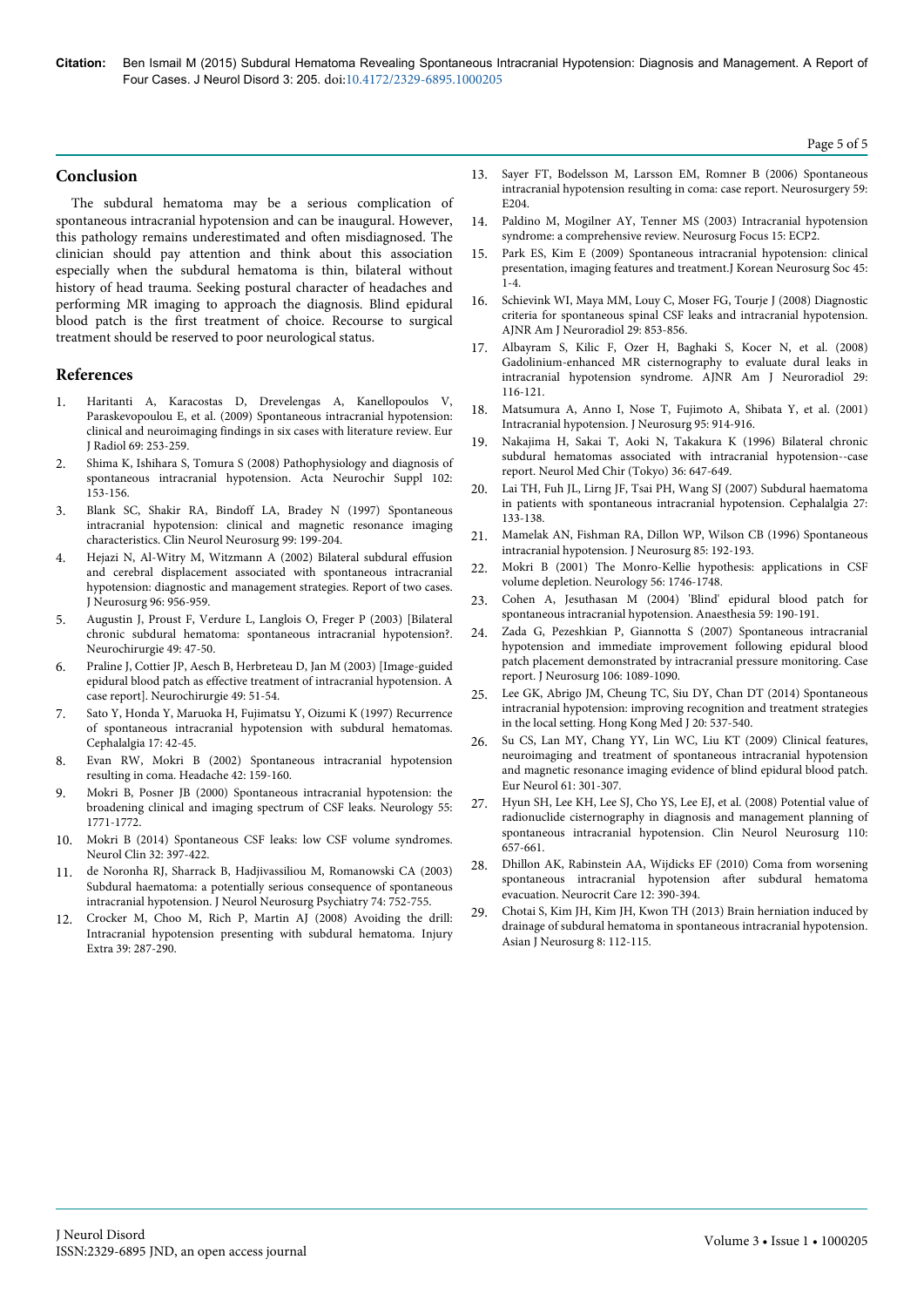## Conclusion

The subdural hematoma may be a serious complication of spontaneous intracranial hypotension and can be inaugural. However, this pathology remains underestimated and often misdiagnosed. The clinician should pay attention and think about this association especially when the subdural hematoma is thin, bilateral without history of head trauma. Seeking postural character of headaches and performing MR imaging to approach the diagnosis. Blind epidural blood patch is the first treatment of choice. Recourse to surgical treatment should be reserved to poor neurological status.

## References

1. Haritanti A, Karacostas D, Drevelengas A, Kanellopoulos V, Paraskevopoulou E, et al. (2009) Spontaneous intracranial hypotension: clinical and neuroimaging findings in six cases with literature review. Eur J Radiol 69: 253-259.
2. Shima K, Ishihara S, Tomura S (2008) Pathophysiology and diagnosis of spontaneous intracranial hypotension. Acta Neurochir Suppl 102: 153-156.
3. Blank SC, Shakir RA, Bindoff LA, Bradey N (1997) Spontaneous intracranial hypotension: clinical and magnetic resonance imaging characteristics. Clin Neurol Neurosurg 99: 199-204.
4. Hejazi N, Al-Witry M, Witzmann A (2002) Bilateral subdural effusion and cerebral displacement associated with spontaneous intracranial hypotension: diagnostic and management strategies. Report of two cases. J Neurosurg 96: 956-959.
5. Augustin J, Proust F, Verdure L, Langlois O, Freger P (2003) [Bilateral chronic subdural hematoma: spontaneous intracranial hypotension?. Neurochirurgie 49: 47-50.
6. Praline J, Cottier JP, Aesch B, Herbreteau D, Jan M (2003) [Image-guided epidural blood patch as effective treatment of intracranial hypotension. A case report]. Neurochirurgie 49: 51-54.
7. Sato Y, Honda Y, Maruoka H, Fujimatsu Y, Oizumi K (1997) Recurrence of spontaneous intracranial hypotension with subdural hematomas. Cephalalgia 17: 42-45.
8. Evan RW, Mokri B (2002) Spontaneous intracranial hypotension resulting in coma. Headache 42: 159-160.
9. Mokri B, Posner JB (2000) Spontaneous intracranial hypotension: the broadening clinical and imaging spectrum of CSF leaks. Neurology 55: 1771-1772.
10. Mokri B (2014) Spontaneous CSF leaks: low CSF volume syndromes. Neurol Clin 32: 397-422.
11. de Noronha RJ, Sharrack B, Hadjivassiliou M, Romanowski CA (2003) Subdural haematoma: a potentially serious consequence of spontaneous intracranial hypotension. J Neurol Neurosurg Psychiatry 74: 752-755.
12. Crocker M, Choo M, Rich P, Martin AJ (2008) Avoiding the drill: Intracranial hypotension presenting with subdural hematoma. Injury Extra 39: 287-290.
13. Sayer FT, Bodelsson M, Larsson EM, Romner B (2006) Spontaneous intracranial hypotension resulting in coma: case report. Neurosurgery 59: E204.
14. Paldino M, Mogilner AY, Tenner MS (2003) Intracranial hypotension syndrome: a comprehensive review. Neurosurg Focus 15: ECP2.
15. Park ES, Kim E (2009) Spontaneous intracranial hypotension: clinical presentation, imaging features and treatment.J Korean Neurosurg Soc 45: 1-4.
16. Schievink WI, Maya MM, Louy C, Moser FG, Tourje J (2008) Diagnostic criteria for spontaneous spinal CSF leaks and intracranial hypotension. AJNR Am J Neuroradiol 29: 853-856.
17. Albayram S, Kilic F, Ozer H, Baghaki S, Kocer N, et al. (2008) Gadolinium-enhanced MR cisternography to evaluate dural leaks in intracranial hypotension syndrome. AJNR Am J Neuroradiol 29: 116-121.
18. Matsumura A, Anno I, Nose T, Fujimoto A, Shibata Y, et al. (2001) Intracranial hypotension. J Neurosurg 95: 914-916.
19. Nakajima H, Sakai T, Aoki N, Takakura K (1996) Bilateral chronic subdural hematomas associated with intracranial hypotension--case report. Neurol Med Chir (Tokyo) 36: 647-649.
20. Lai TH, Fuh JL, Lirng JF, Tsai PH, Wang SJ (2007) Subdural haematoma in patients with spontaneous intracranial hypotension. Cephalalgia 27: 133-138.
21. Mamelak AN, Fishman RA, Dillon WP, Wilson CB (1996) Spontaneous intracranial hypotension. J Neurosurg 85: 192-193.
22. Mokri B (2001) The Monro-Kellie hypothesis: applications in CSF volume depletion. Neurology 56: 1746-1748.
23. Cohen A, Jesuthasan M (2004) 'Blind' epidural blood patch for spontaneous intracranial hypotension. Anaesthesia 59: 190-191.
24. Zada G, Pezeshkian P, Giannotta S (2007) Spontaneous intracranial hypotension and immediate improvement following epidural blood patch placement demonstrated by intracranial pressure monitoring. Case report. J Neurosurg 106: 1089-1090.
25. Lee GK, Abrigo JM, Cheung TC, Siu DY, Chan DT (2014) Spontaneous intracranial hypotension: improving recognition and treatment strategies in the local setting. Hong Kong Med J 20: 537-540.
26. Su CS, Lan MY, Chang YY, Lin WC, Liu KT (2009) Clinical features, neuroimaging and treatment of spontaneous intracranial hypotension and magnetic resonance imaging evidence of blind epidural blood patch. Eur Neurol 61: 301-307.
27. Hyun SH, Lee KH, Lee SJ, Cho YS, Lee EJ, et al. (2008) Potential value of radionuclide cisternography in diagnosis and management planning of spontaneous intracranial hypotension. Clin Neurol Neurosurg 110: 657-661.
28. Dhillon AK, Rabinstein AA, Wijdicks EF (2010) Coma from worsening spontaneous intracranial hypotension after subdural hematoma evacuation. Neurocrit Care 12: 390-394.
29. Chotai S, Kim JH, Kim JH, Kwon TH (2013) Brain herniation induced by drainage of subdural hematoma in spontaneous intracranial hypotension. Asian J Neurosurg 8: 112-115.